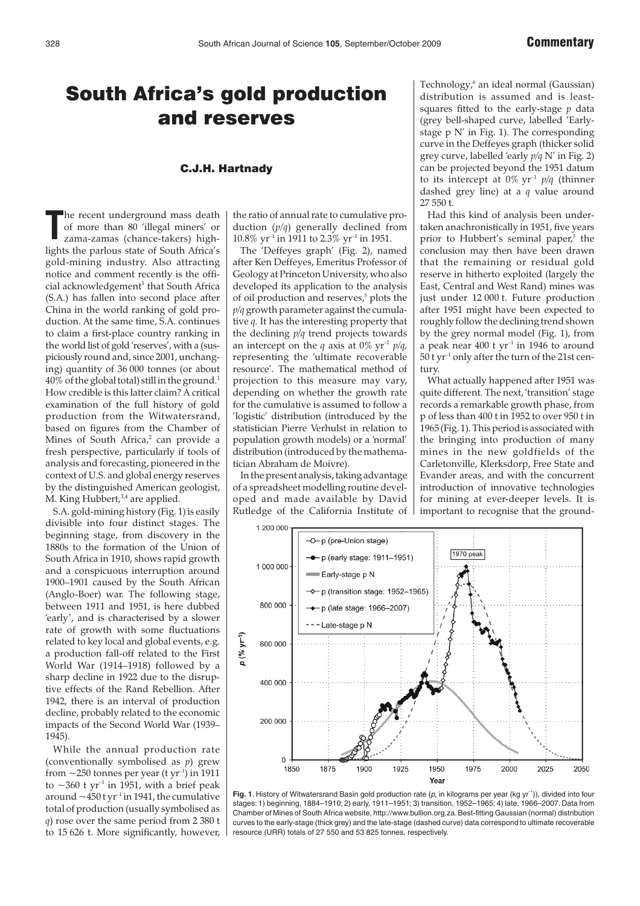**Commentary**

# South Africa's gold production and reserves

**C.J.H. Hartnady**

The recent underground mass death of more than 80 'illegal miners' or zama-zamas (chance-takers) highlights the parlous state of South Africa's gold-mining industry. Also attracting notice and comment recently is the official acknowledgement[1] that South Africa (S.A.) has fallen into second place after China in the world ranking of gold production. At the same time, S.A. continues to claim a first-place country ranking in the world list of gold 'reserves', with a (suspiciously round and, since 2001, unchanging) quantity of 36 000 tonnes (or about 40% of the global total) still in the ground.[1] How credible is this latter claim? A critical examination of the full history of gold production from the Witwatersrand, based on figures from the Chamber of Mines of South Africa,[2] can provide a fresh perspective, particularly if tools of analysis and forecasting, pioneered in the context of U.S. and global energy reserves by the distinguished American geologist, M. King Hubbert,[3,4] are applied.

S.A. gold-mining history (Fig. 1) is easily divisible into four distinct stages. The beginning stage, from discovery in the 1880s to the formation of the Union of South Africa in 1910, shows rapid growth and a conspicuous interruption around 1900–1901 caused by the South African (Anglo-Boer) war. The following stage, between 1911 and 1951, is here dubbed 'early', and is characterised by a slower rate of growth with some fluctuations related to key local and global events, e.g. a production fall-off related to the First World War (1914–1918) followed by a sharp decline in 1922 due to the disruptive effects of the Rand Rebellion. After 1942, there is an interval of production decline, probably related to the economic impacts of the Second World War (1939–1945).

While the annual production rate (conventionally symbolised as $p$) grew from ~250 tonnes per year (t $\text{yr}^{-1}$) in 1911 to ~360 t $\text{yr}^{-1}$ in 1951, with a brief peak around ~450 t $\text{yr}^{-1}$ in 1941, the cumulative total of production (usually symbolised as $q$) rose over the same period from 2 380 t to 15 626 t. More significantly, however, the ratio of annual rate to cumulative production ($p/q$) generally declined from 10.8% $\text{yr}^{-1}$ in 1911 to 2.3% $\text{yr}^{-1}$ in 1951.

The 'Deffeyes graph' (Fig. 2), named after Ken Deffeyes, Emeritus Professor of Geology at Princeton University, who also developed its application to the analysis of oil production and reserves,[5] plots the $p/q$ growth parameter against the cumulative $q$. It has the interesting property that the declining $p/q$ trend projects towards an intercept on the $q$ axis at 0% $\text{yr}^{-1}$ $p/q$, representing the 'ultimate recoverable resource'. The mathematical method of projection to this measure may vary, depending on whether the growth rate for the cumulative is assumed to follow a 'logistic' distribution (introduced by the statistician Pierre Verhulst in relation to population growth models) or a 'normal' distribution (introduced by the mathematician Abraham de Moivre).

In the present analysis, taking advantage of a spreadsheet modelling routine developed and made available by David Rutledge of the California Institute of Technology,[6] an ideal normal (Gaussian) distribution is assumed and is least-squares fitted to the early-stage $p$ data (grey bell-shaped curve, labelled 'Early-stage p N' in Fig. 1). The corresponding curve in the Deffeyes graph (thicker solid grey curve, labelled 'early $p/q$ N' in Fig. 2) can be projected beyond the 1951 datum to its intercept at 0% $\text{yr}^{-1}$ $p/q$ (thinner dashed grey line) at a $q$ value around 27 550 t.

Had this kind of analysis been undertaken anachronistically in 1951, five years prior to Hubbert's seminal paper,[3] the conclusion may then have been drawn that the remaining or residual gold reserve in hitherto exploited (largely the East, Central and West Rand) mines was just under 12 000 t. Future production after 1951 might have been expected to roughly follow the declining trend shown by the grey normal model (Fig. 1), from a peak near 400 t $\text{yr}^{-1}$ in 1946 to around 50 t $\text{yr}^{-1}$ only after the turn of the 21st century.

What actually happened after 1951 was quite different. The next, 'transition' stage records a remarkable growth phase, from p of less than 400 t in 1952 to over 950 t in 1965 (Fig. 1). This period is associated with the bringing into production of many mines in the new goldfields of the Carletonville, Klerksdorp, Free State and Evander areas, and with the concurrent introduction of innovative technologies for mining at ever-deeper levels. It is important to recognise that the ground-

**Fig. 1**. History of Witwatersrand Basin gold production rate ($p$, in kilograms per year (kg $\text{yr}^{-1}$)), divided into four stages: 1) beginning, 1884–1910; 2) early, 1911–1951; 3) transition, 1952–1965; 4) late, 1966–2007. Data from Chamber of Mines of South Africa website, http://www.bullion.org.za. Best-fitting Gaussian (normal) distribution curves to the early-stage (thick grey) and the late-stage (dashed curve) data correspond to ultimate recoverable resource (URR) totals of 27 550 and 53 825 tonnes, respectively.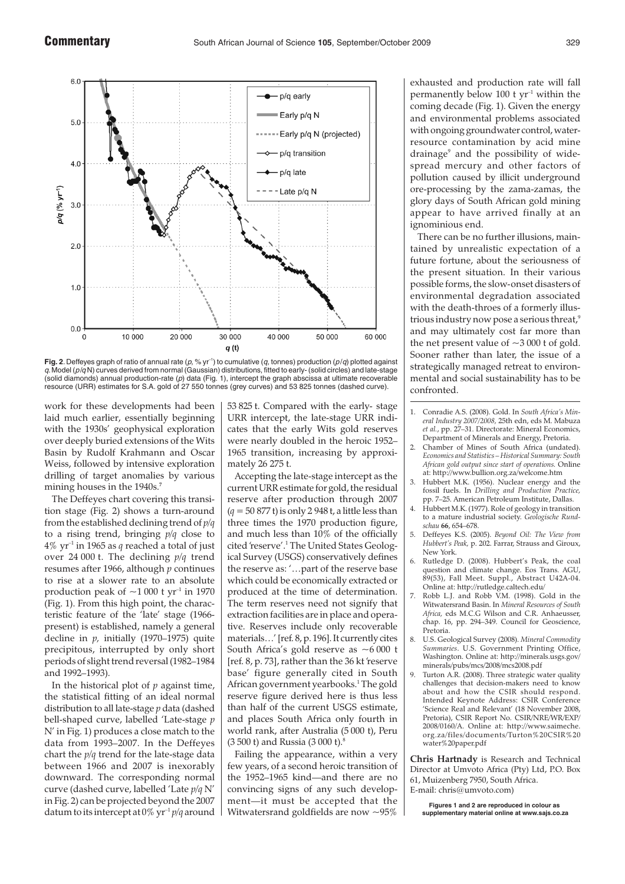6.0

5.0

4.0

3.0

2.0

1.0

0.0

p/q (% yr$^{-1}$)

0   10 000   20 000   30 000   40 000   50 000   60 000

q (t)

p/q early

Early p/q N

Early p/q N (projected)

p/q transition

p/q late

Late p/q N

**Fig. 2**. Deffeyes graph of ratio of annual rate ($p$, % yr$^{-1}$) to cumulative ($q$, tonnes) production ($p/q$) plotted against $q$. Model ($p/q$ N) curves derived from normal (Gaussian) distributions, fitted to early- (solid circles) and late-stage (solid diamonds) annual production-rate ($p$) data (Fig. 1), intercept the graph abscissa at ultimate recoverable resource (URR) estimates for S.A. gold of 27 550 tonnes (grey curves) and 53 825 tonnes (dashed curve).

work for these developments had been laid much earlier, essentially beginning with the 1930s' geophysical exploration over deeply buried extensions of the Wits Basin by Rudolf Krahmann and Oscar Weiss, followed by intensive exploration drilling of target anomalies by various mining houses in the 1940s.[7]

The Deffeyes chart covering this transition stage (Fig. 2) shows a turn-around from the established declining trend of $p/q$ to a rising trend, bringing $p/q$ close to 4% yr$^{-1}$ in 1965 as $q$ reached a total of just over 24 000 t. The declining $p/q$ trend resumes after 1966, although $p$ continues to rise at a slower rate to an absolute production peak of ~1 000 t yr$^{-1}$ in 1970 (Fig. 1). From this high point, the characteristic feature of the 'late' stage (1966-present) is established, namely a general decline in $p$, initially (1970–1975) quite precipitous, interrupted by only short periods of slight trend reversal (1982–1984 and 1992–1993).

In the historical plot of $p$ against time, the statistical fitting of an ideal normal distribution to all late-stage $p$ data (dashed bell-shaped curve, labelled 'Late-stage $p$ N' in Fig. 1) produces a close match to the data from 1993–2007. In the Deffeyes chart the $p/q$ trend for the late-stage data between 1966 and 2007 is inexorably downward. The corresponding normal curve (dashed curve, labelled 'Late $p/q$ N' in Fig. 2) can be projected beyond the 2007 datum to its intercept at 0% yr$^{-1}$ $p/q$ around 53 825 t. Compared with the early- stage URR intercept, the late-stage URR indicates that the early Wits gold reserves were nearly doubled in the heroic 1952–1965 transition, increasing by approximately 26 275 t.

Accepting the late-stage intercept as the current URR estimate for gold, the residual reserve after production through 2007 ($q$ = 50 877 t) is only 2 948 t, a little less than three times the 1970 production figure, and much less than 10% of the officially cited 'reserve'.[1] The United States Geological Survey (USGS) conservatively defines the reserve as: '…part of the reserve base which could be economically extracted or produced at the time of determination. The term reserves need not signify that extraction facilities are in place and operative. Reserves include only recoverable materials…' [ref. 8, p. 196]. It currently cites South Africa's gold reserve as ~6 000 t [ref. 8, p. 73], rather than the 36 kt 'reserve base' figure generally cited in South African government yearbooks.[1] The gold reserve figure derived here is thus less than half of the current USGS estimate, and places South Africa only fourth in world rank, after Australia (5 000 t), Peru (3 500 t) and Russia (3 000 t).[8]

Failing the appearance, within a very few years, of a second heroic transition of the 1952–1965 kind—and there are no convincing signs of any such development—it must be accepted that the Witwatersrand goldfields are now ~95% exhausted and production rate will fall permanently below 100 t yr$^{-1}$ within the coming decade (Fig. 1). Given the energy and environmental problems associated with ongoing groundwater control, water-resource contamination by acid mine drainage[9] and the possibility of widespread mercury and other factors of pollution caused by illicit underground ore-processing by the zama-zamas, the glory days of South African gold mining appear to have arrived finally at an ignominious end.

There can be no further illusions, maintained by unrealistic expectation of a future fortune, about the seriousness of the present situation. In their various possible forms, the slow-onset disasters of environmental degradation associated with the death-throes of a formerly illustrious industry now pose a serious threat,[9] and may ultimately cost far more than the net present value of ~3 000 t of gold. Sooner rather than later, the issue of a strategically managed retreat to environmental and social sustainability has to be confronted.

1. Conradie A.S. (2008). Gold. In *South Africa's Mineral Industry 2007/2008*, 25th edn, eds M. Mabuza *et al.*, pp. 27–31. Directorate: Mineral Economics, Department of Minerals and Energy, Pretoria.
2. Chamber of Mines of South Africa (undated). *Economics and Statistics – Historical Summary: South African gold output since start of operations.* Online at: http://www.bullion.org.za/welcome.htm
3. Hubbert M.K. (1956). Nuclear energy and the fossil fuels. In *Drilling and Production Practice*, pp. 7–25. American Petroleum Institute, Dallas.
4. Hubbert M.K. (1977). Role of geology in transition to a mature industrial society. *Geologische Rundschau* **66**, 654–678.
5. Deffeyes K.S. (2005). *Beyond Oil: The View from Hubbert's Peak*, p. 202. Farrar, Strauss and Giroux, New York.
6. Rutledge D. (2008). Hubbert's Peak, the coal question and climate change. Eos Trans. AGU, 89(53), Fall Meet. Suppl., Abstract U42A-04. Online at: http://rutledge.caltech.edu/
7. Robb L.J. and Robb V.M. (1998). Gold in the Witwatersrand Basin. In *Mineral Resources of South Africa*, eds M.C.G Wilson and C.R. Anhaeusser, chap. 16, pp. 294–349. Council for Geoscience, Pretoria.
8. U.S. Geological Survey (2008). *Mineral Commodity Summaries*. U.S. Government Printing Office, Washington. Online at: http://minerals.usgs.gov/minerals/pubs/mcs/2008/mcs2008.pdf
9. Turton A.R. (2008). Three strategic water quality challenges that decision-makers need to know about and how the CSIR should respond. Intended Keynote Address: CSIR Conference 'Science Real and Relevant' (18 November 2008, Pretoria), CSIR Report No. CSIR/NRE/WR/EXP/2008/0160/A. Online at: http://www.saimeche.org.za/files/documents/Turton%20CSIR%20water%20paper.pdf

**Chris Hartnady** is Research and Technical Director at Umvoto Africa (Pty) Ltd, P.O. Box 61, Muizenberg 7950, South Africa. E-mail: chris@umvoto.com)

**Figures 1 and 2 are reproduced in colour as supplementary material online at www.sajs.co.za**